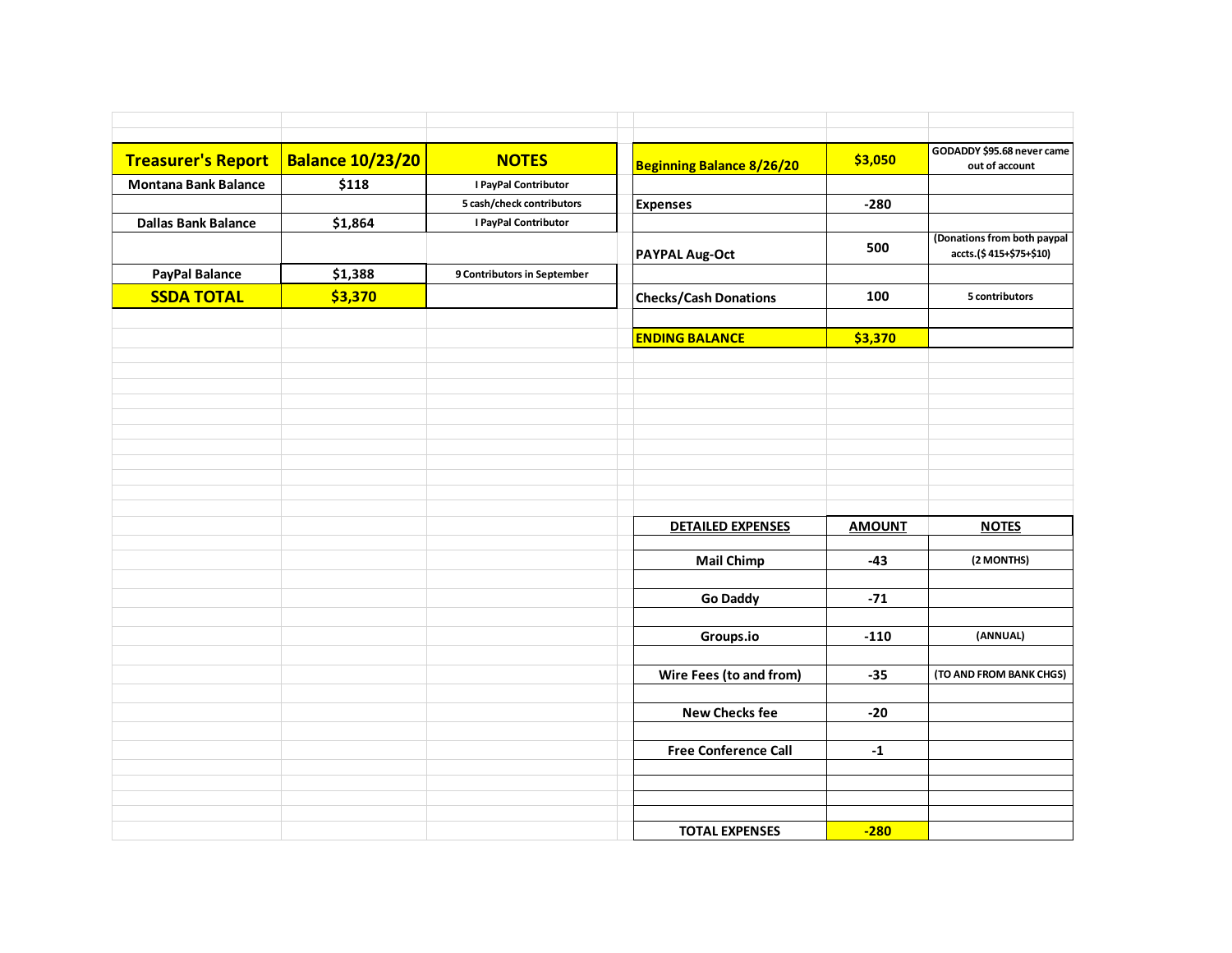| Treasurer's Report | Balance 10/23/20 | NOTES |
|---|---|---|
| Montana Bank Balance | $118 | I PayPal Contributor |
| | | 5 cash/check contributors |
| Dallas Bank Balance | $1,864 | I PayPal Contributor |
| | | |
| PayPal Balance | $1,388 | 9 Contributors in September |
| SSDA TOTAL | $3,370 | |

| Beginning Balance 8/26/20 | $3,050 | GODADDY $95.68 never came out of account |
|---|---|---|
| | | |
| Expenses | -280 | |
| | | |
| PAYPAL Aug-Oct | 500 | (Donations from both paypal accts.($ 415+$75+$10) |
| | | |
| Checks/Cash Donations | 100 | 5 contributors |
| | | |
| ENDING BALANCE | $3,370 | |

| DETAILED EXPENSES | AMOUNT | NOTES |
|---|---|---|
| Mail Chimp | -43 | (2 MONTHS) |
| Go Daddy | -71 | |
| Groups.io | -110 | (ANNUAL) |
| Wire Fees (to and from) | -35 | (TO AND FROM BANK CHGS) |
| New Checks fee | -20 | |
| Free Conference Call | -1 | |
| TOTAL EXPENSES | -280 | |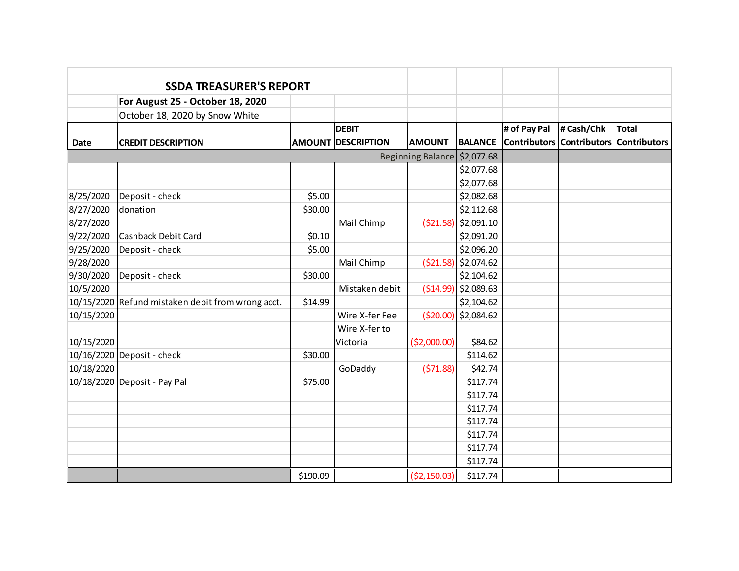## SSDA TREASURER'S REPORT

**For August 25 - October 18, 2020**

October 18, 2020 by Snow White

| Date | CREDIT DESCRIPTION | AMOUNT | DEBIT DESCRIPTION | AMOUNT | BALANCE | # of Pay Pal Contributors | # Cash/Chk Contributors | Total Contributors |
|---|---|---|---|---|---|---|---|---|
| | | | | Beginning Balance | $2,077.68 | | | |
| | | | | | $2,077.68 | | | |
| | | | | | $2,077.68 | | | |
| 8/25/2020 | Deposit - check | $5.00 | | | $2,082.68 | | | |
| 8/27/2020 | donation | $30.00 | | | $2,112.68 | | | |
| 8/27/2020 | | | Mail Chimp | ($21.58) | $2,091.10 | | | |
| 9/22/2020 | Cashback Debit Card | $0.10 | | | $2,091.20 | | | |
| 9/25/2020 | Deposit - check | $5.00 | | | $2,096.20 | | | |
| 9/28/2020 | | | Mail Chimp | ($21.58) | $2,074.62 | | | |
| 9/30/2020 | Deposit - check | $30.00 | | | $2,104.62 | | | |
| 10/5/2020 | | | Mistaken debit | ($14.99) | $2,089.63 | | | |
| 10/15/2020 | Refund mistaken debit from wrong acct. | $14.99 | | | $2,104.62 | | | |
| 10/15/2020 | | | Wire X-fer Fee | ($20.00) | $2,084.62 | | | |
| 10/15/2020 | | | Wire X-fer to Victoria | ($2,000.00) | $84.62 | | | |
| 10/16/2020 | Deposit - check | $30.00 | | | $114.62 | | | |
| 10/18/2020 | | | GoDaddy | ($71.88) | $42.74 | | | |
| 10/18/2020 | Deposit - Pay Pal | $75.00 | | | $117.74 | | | |
| | | | | | $117.74 | | | |
| | | | | | $117.74 | | | |
| | | | | | $117.74 | | | |
| | | | | | $117.74 | | | |
| | | | | | $117.74 | | | |
| | | | | | $117.74 | | | |
| | | $190.09 | | ($2,150.03) | $117.74 | | | |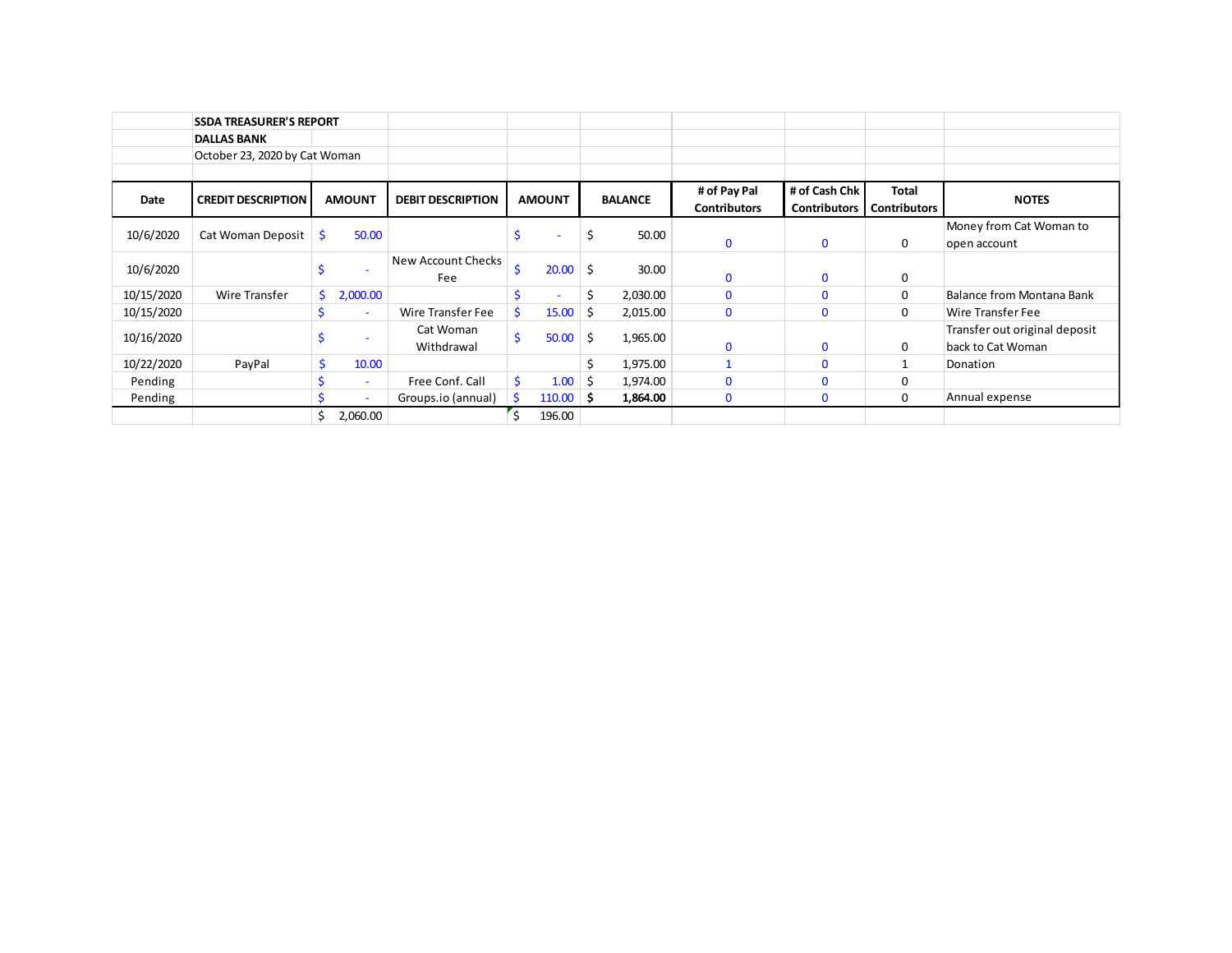**SSDA TREASURER'S REPORT**
**DALLAS BANK**
October 23, 2020 by Cat Woman

| Date | CREDIT DESCRIPTION | AMOUNT | DEBIT DESCRIPTION | AMOUNT | BALANCE | # of Pay Pal Contributors | # of Cash Chk Contributors | Total Contributors | NOTES |
|---|---|---|---|---|---|---|---|---|---|
| 10/6/2020 | Cat Woman Deposit | $ 50.00 | | $ - | $ 50.00 | 0 | 0 | 0 | Money from Cat Woman to open account |
| 10/6/2020 | | $ - | New Account Checks Fee | $ 20.00 | $ 30.00 | 0 | 0 | 0 | |
| 10/15/2020 | Wire Transfer | $ 2,000.00 | | $ - | $ 2,030.00 | 0 | 0 | 0 | Balance from Montana Bank |
| 10/15/2020 | | $ - | Wire Transfer Fee | $ 15.00 | $ 2,015.00 | 0 | 0 | 0 | Wire Transfer Fee |
| 10/16/2020 | | $ - | Cat Woman Withdrawal | $ 50.00 | $ 1,965.00 | 0 | 0 | 0 | Transfer out original deposit back to Cat Woman |
| 10/22/2020 | PayPal | $ 10.00 | | | $ 1,975.00 | 1 | 0 | 1 | Donation |
| Pending | | $ - | Free Conf. Call | $ 1.00 | $ 1,974.00 | 0 | 0 | 0 | |
| Pending | | $ - | Groups.io (annual) | $ 110.00 | **$ 1,864.00** | 0 | 0 | 0 | Annual expense |
| | | $ 2,060.00 | | $ 196.00 | | | | | |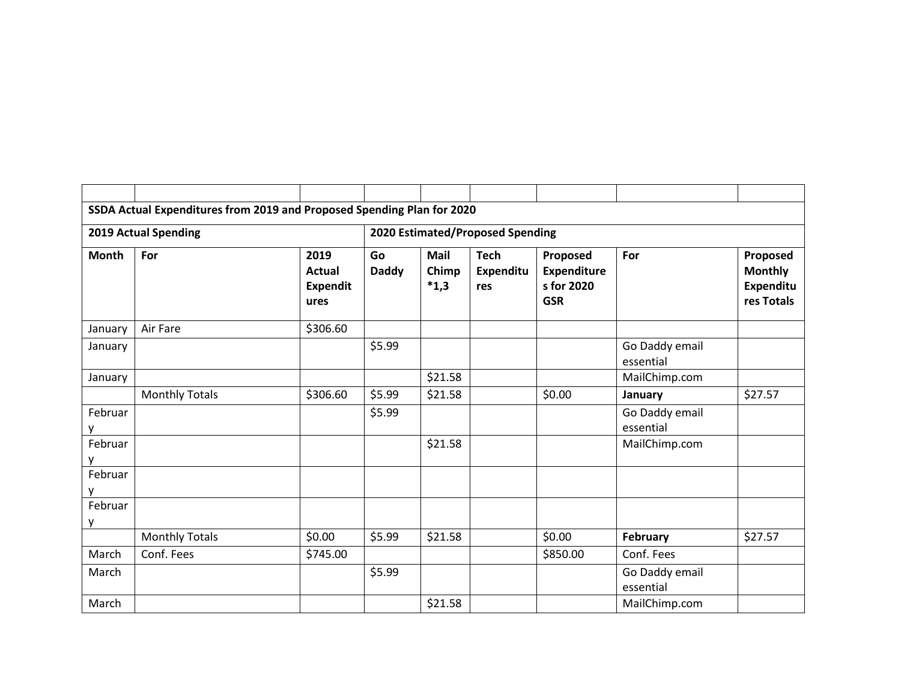| | | | | | | | | |
|---|---|---|---|---|---|---|---|---|
| **SSDA Actual Expenditures from 2019 and Proposed Spending Plan for 2020** | | | | | | | | |
| **2019 Actual Spending** | | | **2020 Estimated/Proposed Spending** | | | | | |
| **Month** | **For** | **2019 Actual Expenditures** | **Go Daddy** | **Mail Chimp *1,3** | **Tech Expenditures** | **Proposed Expenditures for 2020 GSR** | **For** | **Proposed Monthly Expenditures Totals** |
| January | Air Fare | $306.60 | | | | | | |
| January | | | $5.99 | | | | Go Daddy email essential | |
| January | | | | $21.58 | | | MailChimp.com | |
| | Monthly Totals | $306.60 | $5.99 | $21.58 | | $0.00 | **January** | $27.57 |
| February | | | $5.99 | | | | Go Daddy email essential | |
| February | | | | $21.58 | | | MailChimp.com | |
| February | | | | | | | | |
| February | | | | | | | | |
| | Monthly Totals | $0.00 | $5.99 | $21.58 | | $0.00 | **February** | $27.57 |
| March | Conf. Fees | $745.00 | | | | $850.00 | Conf. Fees | |
| March | | | $5.99 | | | | Go Daddy email essential | |
| March | | | | $21.58 | | | MailChimp.com | |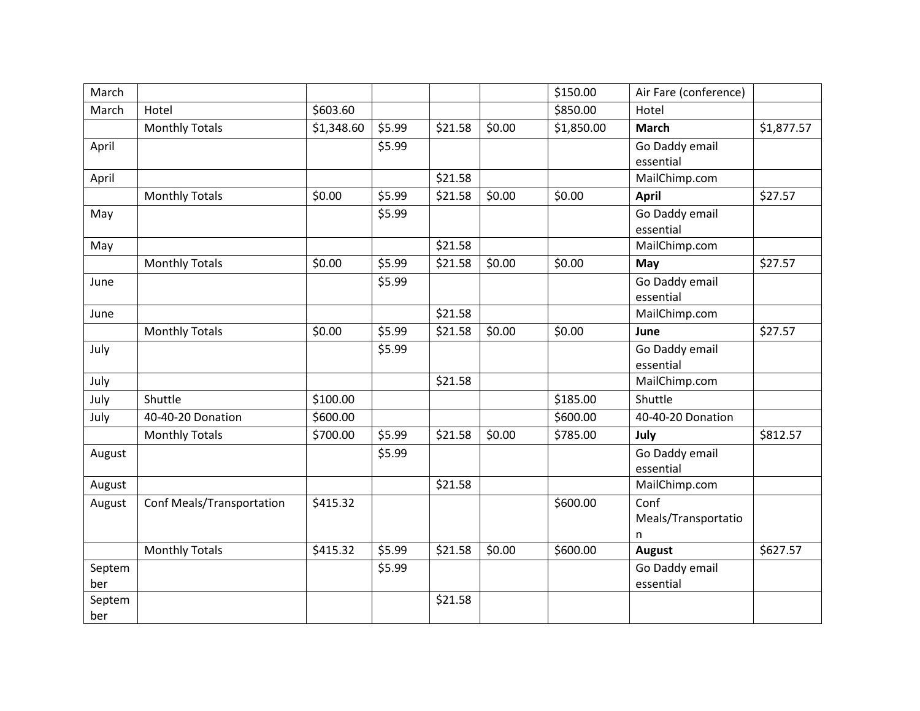| | | | | | | | | |
|---|---|---|---|---|---|---|---|---|
| March | | | | | | $150.00 | Air Fare (conference) | |
| March | Hotel | $603.60 | | | | $850.00 | Hotel | |
| | Monthly Totals | $1,348.60 | $5.99 | $21.58 | $0.00 | $1,850.00 | **March** | $1,877.57 |
| April | | | $5.99 | | | | Go Daddy email essential | |
| April | | | | $21.58 | | | MailChimp.com | |
| | Monthly Totals | $0.00 | $5.99 | $21.58 | $0.00 | $0.00 | **April** | $27.57 |
| May | | | $5.99 | | | | Go Daddy email essential | |
| May | | | | $21.58 | | | MailChimp.com | |
| | Monthly Totals | $0.00 | $5.99 | $21.58 | $0.00 | $0.00 | **May** | $27.57 |
| June | | | $5.99 | | | | Go Daddy email essential | |
| June | | | | $21.58 | | | MailChimp.com | |
| | Monthly Totals | $0.00 | $5.99 | $21.58 | $0.00 | $0.00 | **June** | $27.57 |
| July | | | $5.99 | | | | Go Daddy email essential | |
| July | | | | $21.58 | | | MailChimp.com | |
| July | Shuttle | $100.00 | | | | $185.00 | Shuttle | |
| July | 40-40-20 Donation | $600.00 | | | | $600.00 | 40-40-20 Donation | |
| | Monthly Totals | $700.00 | $5.99 | $21.58 | $0.00 | $785.00 | **July** | $812.57 |
| August | | | $5.99 | | | | Go Daddy email essential | |
| August | | | | $21.58 | | | MailChimp.com | |
| August | Conf Meals/Transportation | $415.32 | | | | $600.00 | Conf Meals/Transportation | |
| | Monthly Totals | $415.32 | $5.99 | $21.58 | $0.00 | $600.00 | **August** | $627.57 |
| September | | | $5.99 | | | | Go Daddy email essential | |
| September | | | | $21.58 | | | | |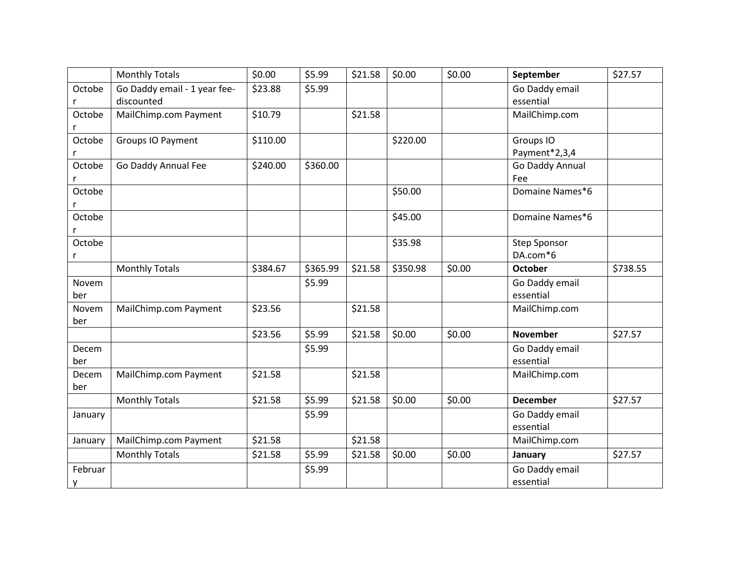| | | | | | | | | |
|---|---|---|---|---|---|---|---|---|
| | Monthly Totals | $0.00 | $5.99 | $21.58 | $0.00 | $0.00 | **September** | $27.57 |
| October | Go Daddy email - 1 year fee-discounted | $23.88 | $5.99 | | | | Go Daddy email essential | |
| October | MailChimp.com Payment | $10.79 | | $21.58 | | | MailChimp.com | |
| October | Groups IO Payment | $110.00 | | | $220.00 | | Groups IO Payment*2,3,4 | |
| October | Go Daddy Annual Fee | $240.00 | $360.00 | | | | Go Daddy Annual Fee | |
| October | | | | | $50.00 | | Domaine Names*6 | |
| October | | | | | $45.00 | | Domaine Names*6 | |
| October | | | | | $35.98 | | Step Sponsor DA.com*6 | |
| | Monthly Totals | $384.67 | $365.99 | $21.58 | $350.98 | $0.00 | **October** | $738.55 |
| November | | | $5.99 | | | | Go Daddy email essential | |
| November | MailChimp.com Payment | $23.56 | | $21.58 | | | MailChimp.com | |
| | | $23.56 | $5.99 | $21.58 | $0.00 | $0.00 | **November** | $27.57 |
| December | | | $5.99 | | | | Go Daddy email essential | |
| December | MailChimp.com Payment | $21.58 | | $21.58 | | | MailChimp.com | |
| | Monthly Totals | $21.58 | $5.99 | $21.58 | $0.00 | $0.00 | **December** | $27.57 |
| January | | | $5.99 | | | | Go Daddy email essential | |
| January | MailChimp.com Payment | $21.58 | | $21.58 | | | MailChimp.com | |
| | Monthly Totals | $21.58 | $5.99 | $21.58 | $0.00 | $0.00 | **January** | $27.57 |
| February | | | $5.99 | | | | Go Daddy email essential | |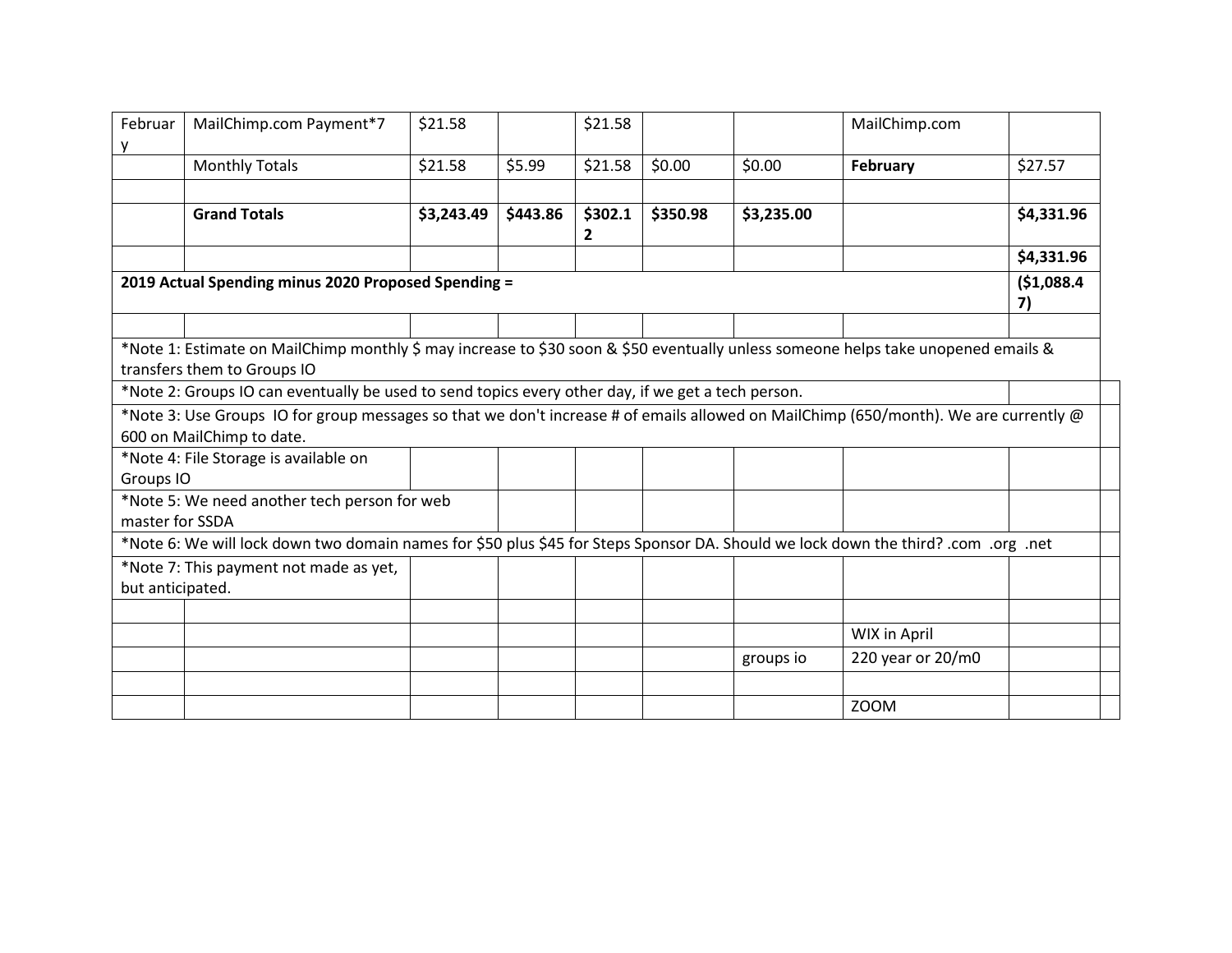| | | | | | | | | |
|---|---|---|---|---|---|---|---|---|
| February | MailChimp.com Payment*7 | $21.58 | | $21.58 | | | MailChimp.com | |
| | Monthly Totals | $21.58 | $5.99 | $21.58 | $0.00 | $0.00 | **February** | $27.57 |
| | | | | | | | | |
| | **Grand Totals** | **$3,243.49** | **$443.86** | **$302.12** | **$350.98** | **$3,235.00** | | **$4,331.96** |
| | | | | | | | | **$4,331.96** |
| **2019 Actual Spending minus 2020 Proposed Spending =** | | | | | | | | **($1,088.47)** |
| | | | | | | | | |
| *Note 1: Estimate on MailChimp monthly $ may increase to $30 soon & $50 eventually unless someone helps take unopened emails & transfers them to Groups IO | | | | | | | | |
| *Note 2: Groups IO can eventually be used to send topics every other day, if we get a tech person. | | | | | | | | |
| *Note 3: Use Groups IO for group messages so that we don't increase # of emails allowed on MailChimp (650/month). We are currently @ 600 on MailChimp to date. | | | | | | | | |
| *Note 4: File Storage is available on Groups IO | | | | | | | | |
| *Note 5: We need another tech person for web master for SSDA | | | | | | | | |
| *Note 6: We will lock down two domain names for $50 plus $45 for Steps Sponsor DA. Should we lock down the third? .com .org .net | | | | | | | | |
| *Note 7: This payment not made as yet, but anticipated. | | | | | | | | |
| | | | | | | | | |
| | | | | | | | WIX in April | |
| | | | | | | groups io | 220 year or 20/m0 | |
| | | | | | | | | |
| | | | | | | | ZOOM | |